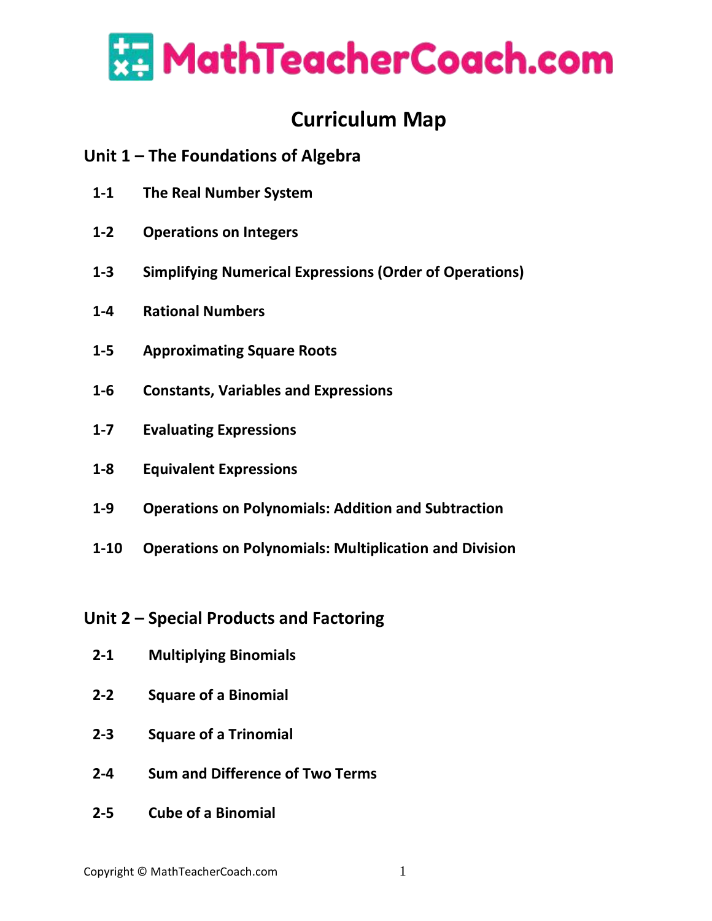# MathTeacherCoach.com

## Curriculum Map

### Unit 1 – The Foundations of Algebra

**1-1** **The Real Number System**

**1-2** **Operations on Integers**

**1-3** **Simplifying Numerical Expressions (Order of Operations)**

**1-4** **Rational Numbers**

**1-5** **Approximating Square Roots**

**1-6** **Constants, Variables and Expressions**

**1-7** **Evaluating Expressions**

**1-8** **Equivalent Expressions**

**1-9** **Operations on Polynomials: Addition and Subtraction**

**1-10** **Operations on Polynomials: Multiplication and Division**

### Unit 2 – Special Products and Factoring

**2-1** **Multiplying Binomials**

**2-2** **Square of a Binomial**

**2-3** **Square of a Trinomial**

**2-4** **Sum and Difference of Two Terms**

**2-5** **Cube of a Binomial**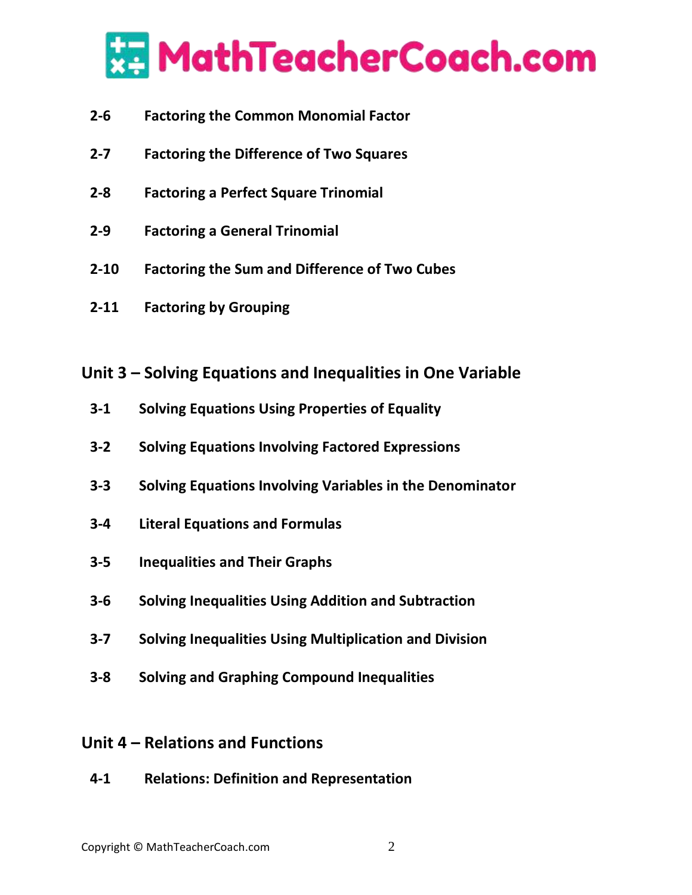**2-6 Factoring the Common Monomial Factor**

**2-7 Factoring the Difference of Two Squares**

**2-8 Factoring a Perfect Square Trinomial**

**2-9 Factoring a General Trinomial**

**2-10 Factoring the Sum and Difference of Two Cubes**

**2-11 Factoring by Grouping**

## Unit 3 – Solving Equations and Inequalities in One Variable

**3-1 Solving Equations Using Properties of Equality**

**3-2 Solving Equations Involving Factored Expressions**

**3-3 Solving Equations Involving Variables in the Denominator**

**3-4 Literal Equations and Formulas**

**3-5 Inequalities and Their Graphs**

**3-6 Solving Inequalities Using Addition and Subtraction**

**3-7 Solving Inequalities Using Multiplication and Division**

**3-8 Solving and Graphing Compound Inequalities**

## Unit 4 – Relations and Functions

**4-1 Relations: Definition and Representation**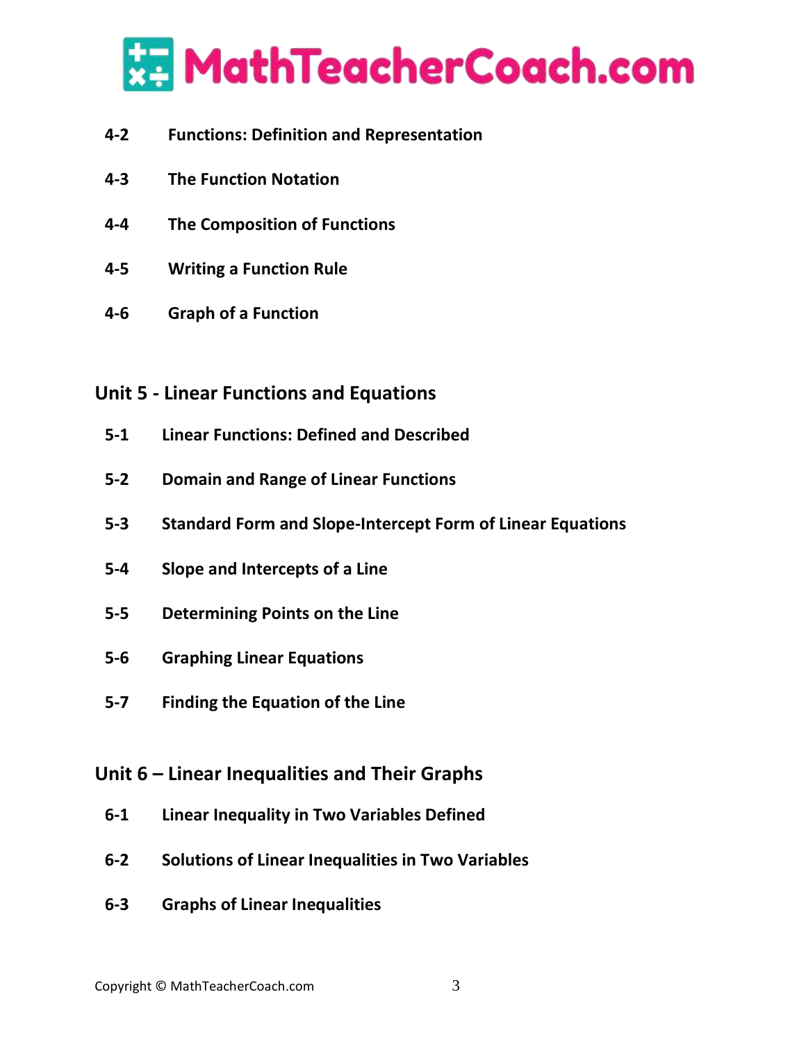4-2 Functions: Definition and Representation

4-3 The Function Notation

4-4 The Composition of Functions

4-5 Writing a Function Rule

4-6 Graph of a Function

## Unit 5 - Linear Functions and Equations

5-1 Linear Functions: Defined and Described

5-2 Domain and Range of Linear Functions

5-3 Standard Form and Slope-Intercept Form of Linear Equations

5-4 Slope and Intercepts of a Line

5-5 Determining Points on the Line

5-6 Graphing Linear Equations

5-7 Finding the Equation of the Line

## Unit 6 – Linear Inequalities and Their Graphs

6-1 Linear Inequality in Two Variables Defined

6-2 Solutions of Linear Inequalities in Two Variables

6-3 Graphs of Linear Inequalities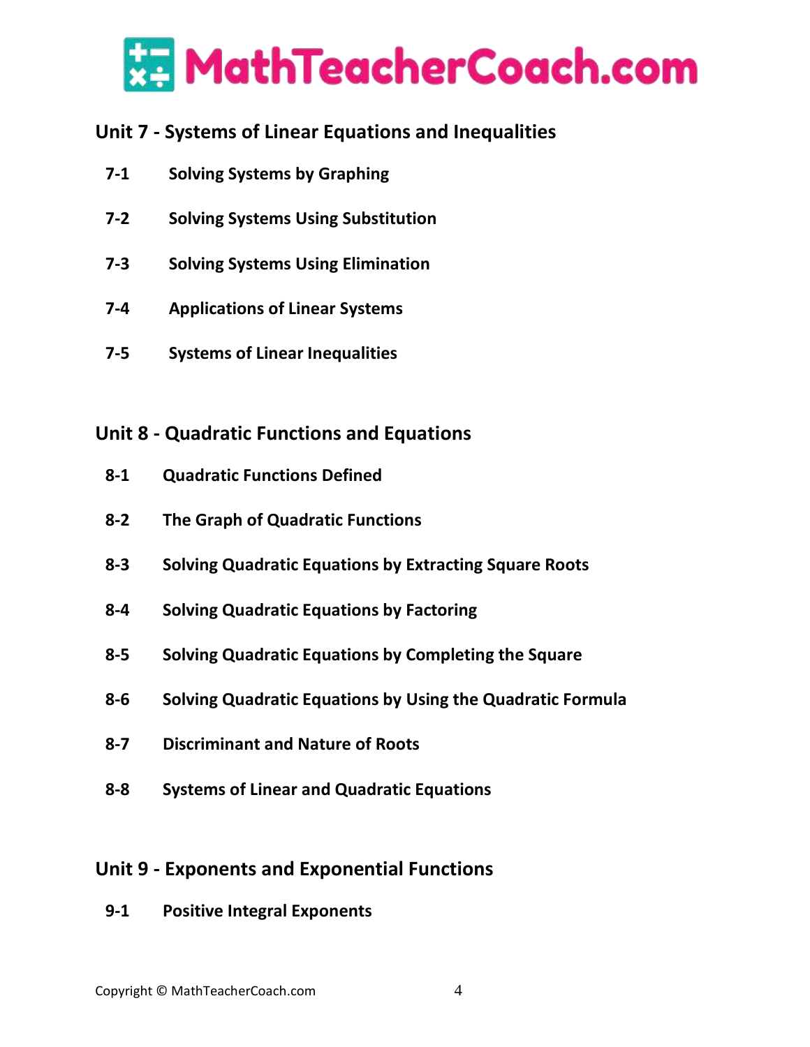# MathTeacherCoach.com

## Unit 7 - Systems of Linear Equations and Inequalities

- **7-1** Solving Systems by Graphing
- **7-2** Solving Systems Using Substitution
- **7-3** Solving Systems Using Elimination
- **7-4** Applications of Linear Systems
- **7-5** Systems of Linear Inequalities

## Unit 8 - Quadratic Functions and Equations

- **8-1** Quadratic Functions Defined
- **8-2** The Graph of Quadratic Functions
- **8-3** Solving Quadratic Equations by Extracting Square Roots
- **8-4** Solving Quadratic Equations by Factoring
- **8-5** Solving Quadratic Equations by Completing the Square
- **8-6** Solving Quadratic Equations by Using the Quadratic Formula
- **8-7** Discriminant and Nature of Roots
- **8-8** Systems of Linear and Quadratic Equations

## Unit 9 - Exponents and Exponential Functions

- **9-1** Positive Integral Exponents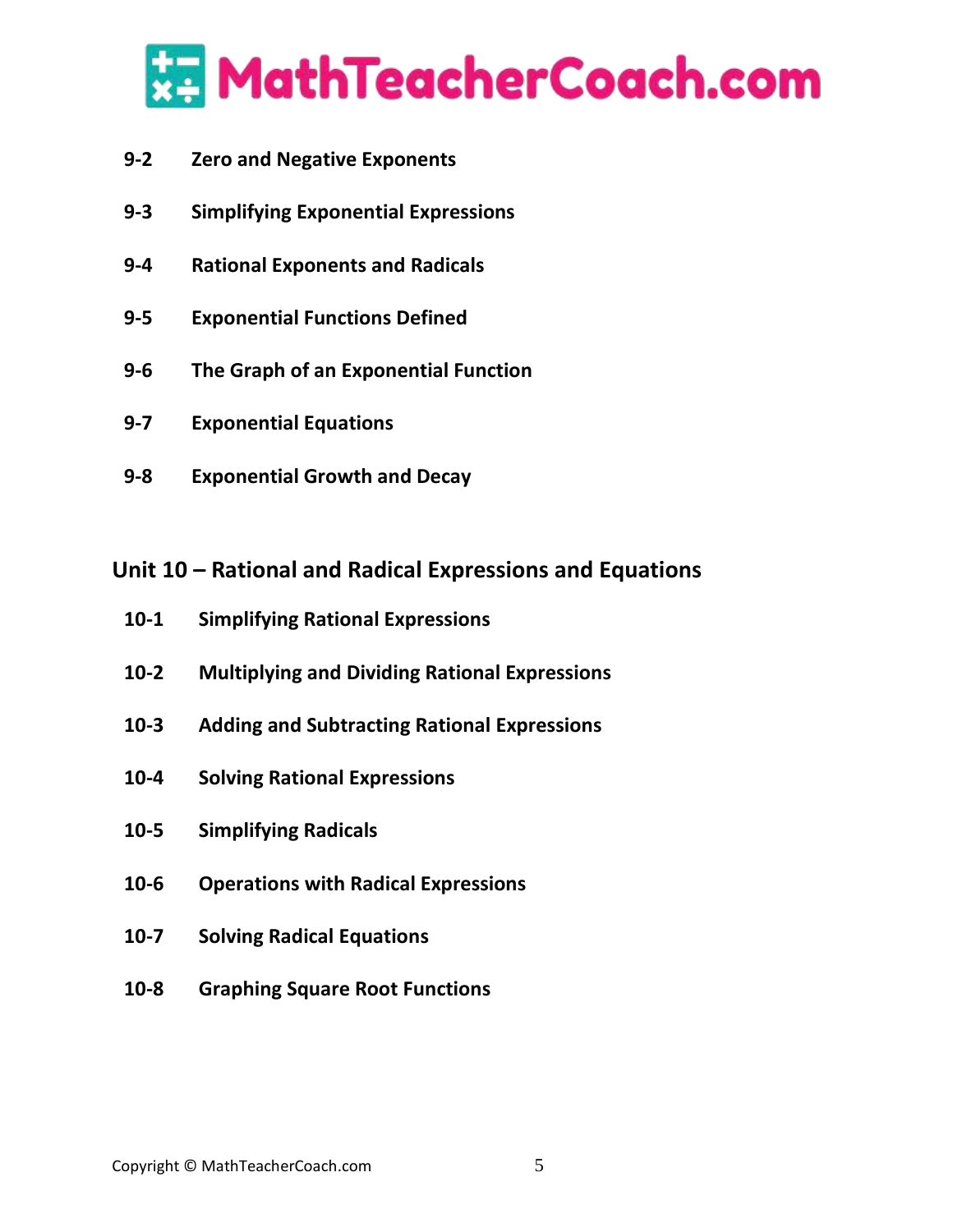9-2 Zero and Negative Exponents

9-3 Simplifying Exponential Expressions

9-4 Rational Exponents and Radicals

9-5 Exponential Functions Defined

9-6 The Graph of an Exponential Function

9-7 Exponential Equations

9-8 Exponential Growth and Decay

## Unit 10 – Rational and Radical Expressions and Equations

10-1 Simplifying Rational Expressions

10-2 Multiplying and Dividing Rational Expressions

10-3 Adding and Subtracting Rational Expressions

10-4 Solving Rational Expressions

10-5 Simplifying Radicals

10-6 Operations with Radical Expressions

10-7 Solving Radical Equations

10-8 Graphing Square Root Functions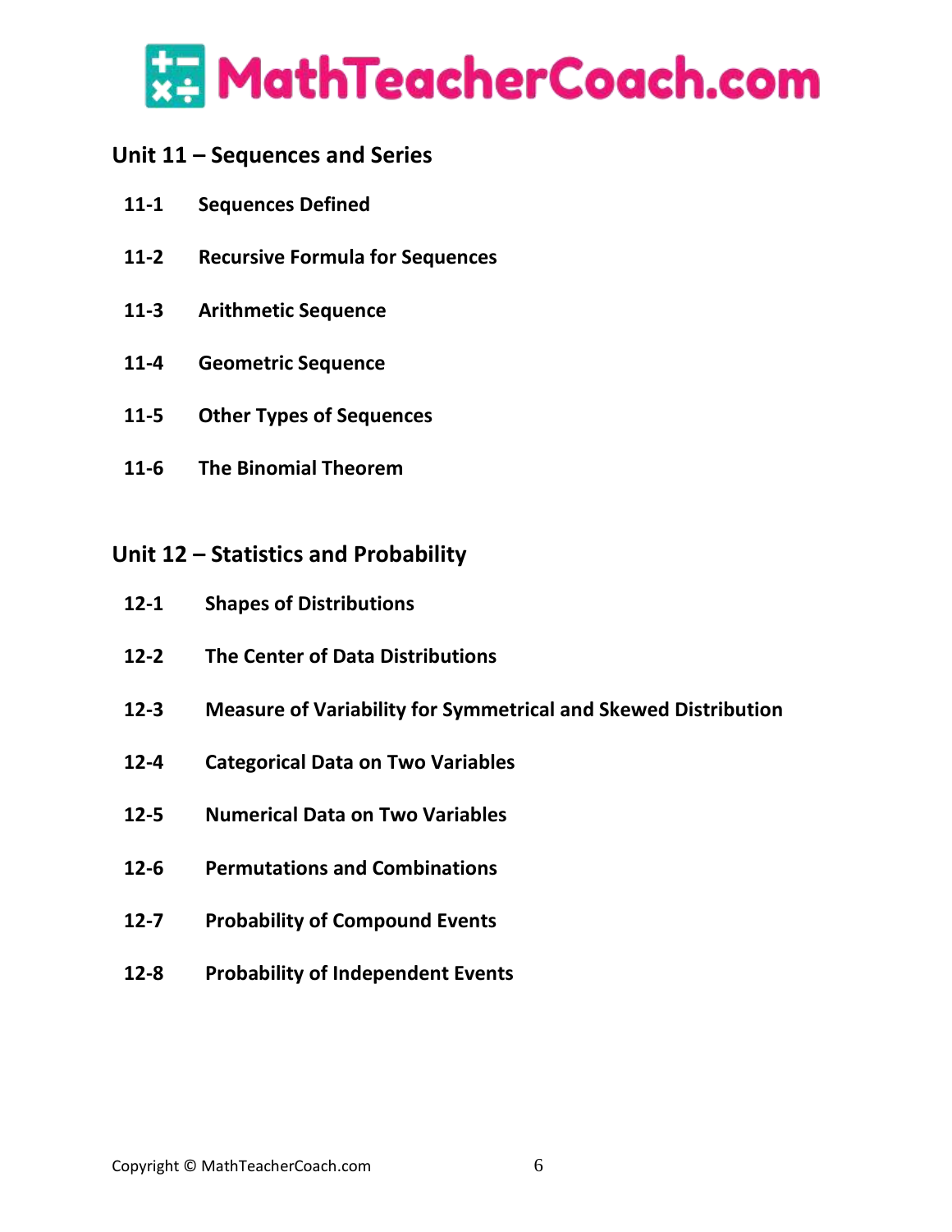# MathTeacherCoach.com

## Unit 11 – Sequences and Series

**11-1** **Sequences Defined**

**11-2** **Recursive Formula for Sequences**

**11-3** **Arithmetic Sequence**

**11-4** **Geometric Sequence**

**11-5** **Other Types of Sequences**

**11-6** **The Binomial Theorem**

## Unit 12 – Statistics and Probability

**12-1** **Shapes of Distributions**

**12-2** **The Center of Data Distributions**

**12-3** **Measure of Variability for Symmetrical and Skewed Distribution**

**12-4** **Categorical Data on Two Variables**

**12-5** **Numerical Data on Two Variables**

**12-6** **Permutations and Combinations**

**12-7** **Probability of Compound Events**

**12-8** **Probability of Independent Events**

Copyright © MathTeacherCoach.com